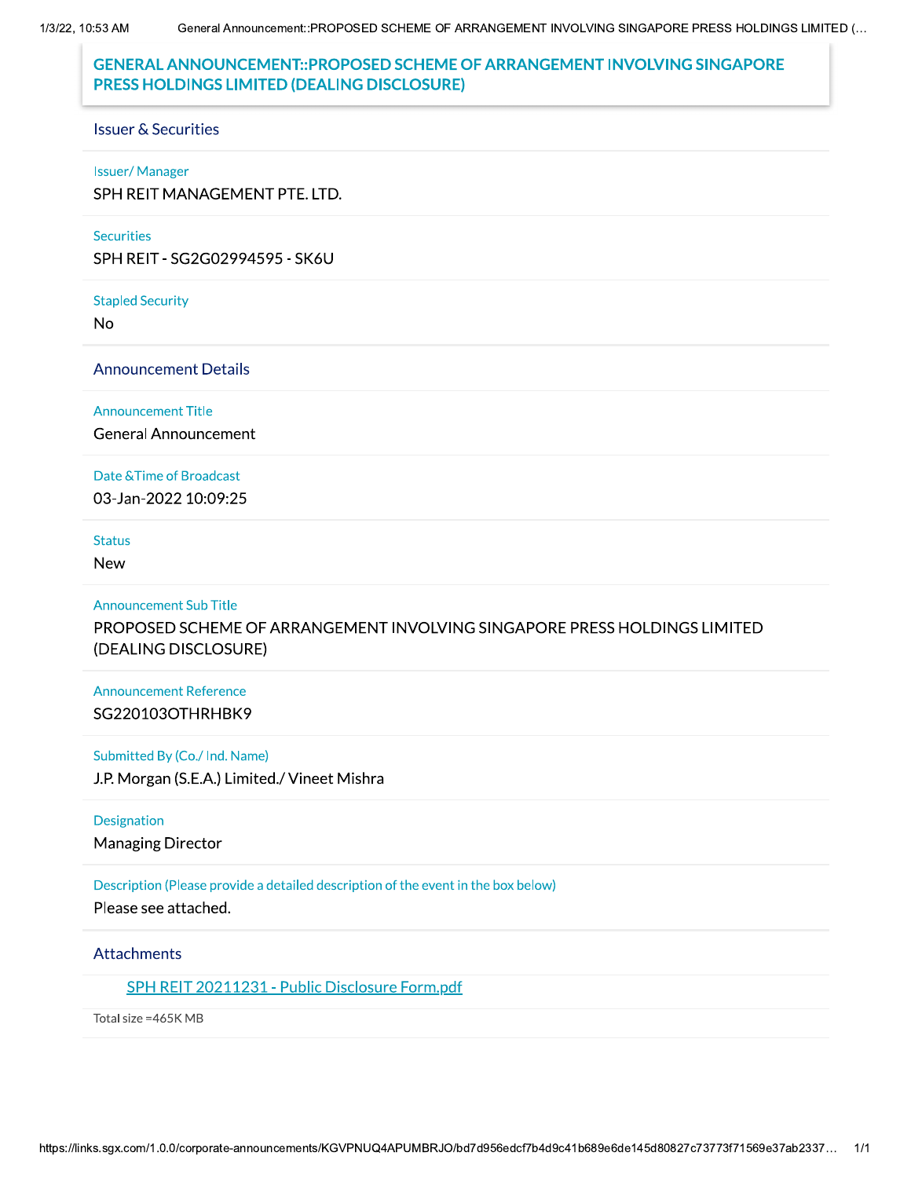# GENERAL ANNOUNCEMENT::PROPOSED SCHEME OF ARRANGEMENT INVOLVING SINGAPORE PRESS HOLDINGS LIMITED (DEALING DISCLOSURE)

## Issuer & Securities

**Issuer/ Manager**

SPH REIT MANAGEMENT PTE. LTD.

**Securities**

SPH REIT - SG2G02994595 - SK6U

**Stapled Security**

No

## Announcement Details

**Announcement Title**

General Announcement

**Date &Time of Broadcast**

03-Jan-2022 10:09:25

**Status**

New

**Announcement Sub Title**

PROPOSED SCHEME OF ARRANGEMENT INVOLVING SINGAPORE PRESS HOLDINGS LIMITED (DEALING DISCLOSURE)

**Announcement Reference**

SG220103OTHRHBK9

**Submitted By (Co./ Ind. Name)**

J.P. Morgan (S.E.A.) Limited./ Vineet Mishra

**Designation**

Managing Director

**Description (Please provide a detailed description of the event in the box below)**

Please see attached.

## Attachments

SPH REIT 20211231 - Public Disclosure Form.pdf

Total size =465K MB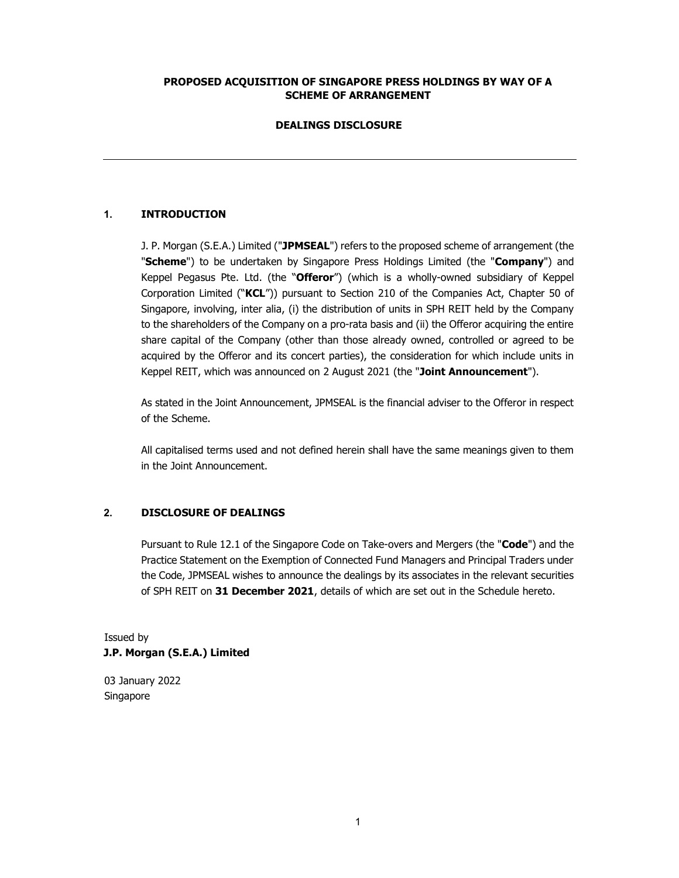**PROPOSED ACQUISITION OF SINGAPORE PRESS HOLDINGS BY WAY OF A SCHEME OF ARRANGEMENT**

**DEALINGS DISCLOSURE**

---

## 1. INTRODUCTION

J. P. Morgan (S.E.A.) Limited ("**JPMSEAL**") refers to the proposed scheme of arrangement (the "**Scheme**") to be undertaken by Singapore Press Holdings Limited (the "**Company**") and Keppel Pegasus Pte. Ltd. (the "**Offeror**") (which is a wholly-owned subsidiary of Keppel Corporation Limited ("**KCL**")) pursuant to Section 210 of the Companies Act, Chapter 50 of Singapore, involving, inter alia, (i) the distribution of units in SPH REIT held by the Company to the shareholders of the Company on a pro-rata basis and (ii) the Offeror acquiring the entire share capital of the Company (other than those already owned, controlled or agreed to be acquired by the Offeror and its concert parties), the consideration for which include units in Keppel REIT, which was announced on 2 August 2021 (the "**Joint Announcement**").

As stated in the Joint Announcement, JPMSEAL is the financial adviser to the Offeror in respect of the Scheme.

All capitalised terms used and not defined herein shall have the same meanings given to them in the Joint Announcement.

## 2. DISCLOSURE OF DEALINGS

Pursuant to Rule 12.1 of the Singapore Code on Take-overs and Mergers (the "**Code**") and the Practice Statement on the Exemption of Connected Fund Managers and Principal Traders under the Code, JPMSEAL wishes to announce the dealings by its associates in the relevant securities of SPH REIT on **31 December 2021**, details of which are set out in the Schedule hereto.

Issued by
**J.P. Morgan (S.E.A.) Limited**

03 January 2022
Singapore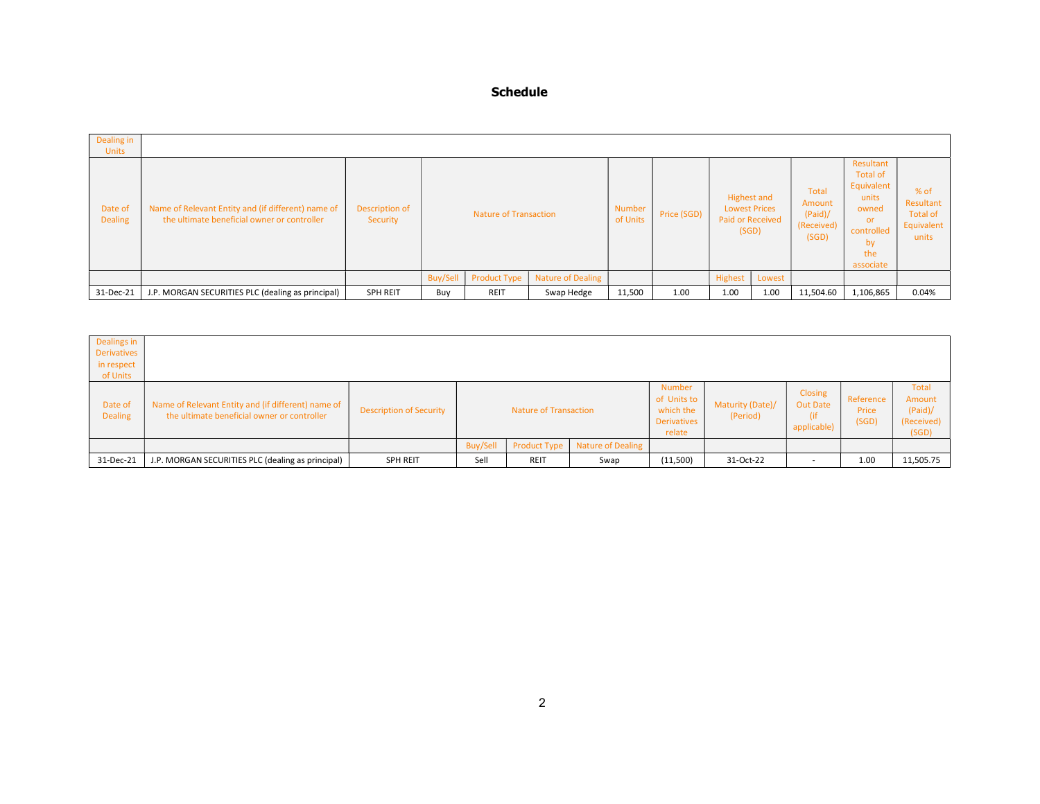# Schedule

| Dealing in Units | | | | | | | | | | | | |
|---|---|---|---|---|---|---|---|---|---|---|---|---|
| Date of Dealing | Name of Relevant Entity and (if different) name of the ultimate beneficial owner or controller | Description of Security | Nature of Transaction | | | Number of Units | Price (SGD) | Highest and Lowest Prices Paid or Received (SGD) | | Total Amount (Paid)/ (Received) (SGD) | Resultant Total of Equivalent units owned or controlled by the associate | % of Resultant Total of Equivalent units |
| | | | Buy/Sell | Product Type | Nature of Dealing | | | Highest | Lowest | | | |
| 31-Dec-21 | J.P. MORGAN SECURITIES PLC (dealing as principal) | SPH REIT | Buy | REIT | Swap Hedge | 11,500 | 1.00 | 1.00 | 1.00 | 11,504.60 | 1,106,865 | 0.04% |

| Dealings in Derivatives in respect of Units | | | | | | | | | | |
|---|---|---|---|---|---|---|---|---|---|---|
| Date of Dealing | Name of Relevant Entity and (if different) name of the ultimate beneficial owner or controller | Description of Security | Nature of Transaction | | | Number of Units to which the Derivatives relate | Maturity (Date)/ (Period) | Closing Out Date (if applicable) | Reference Price (SGD) | Total Amount (Paid)/ (Received) (SGD) |
| | | | Buy/Sell | Product Type | Nature of Dealing | | | | | |
| 31-Dec-21 | J.P. MORGAN SECURITIES PLC (dealing as principal) | SPH REIT | Sell | REIT | Swap | (11,500) | 31-Oct-22 | - | 1.00 | 11,505.75 |